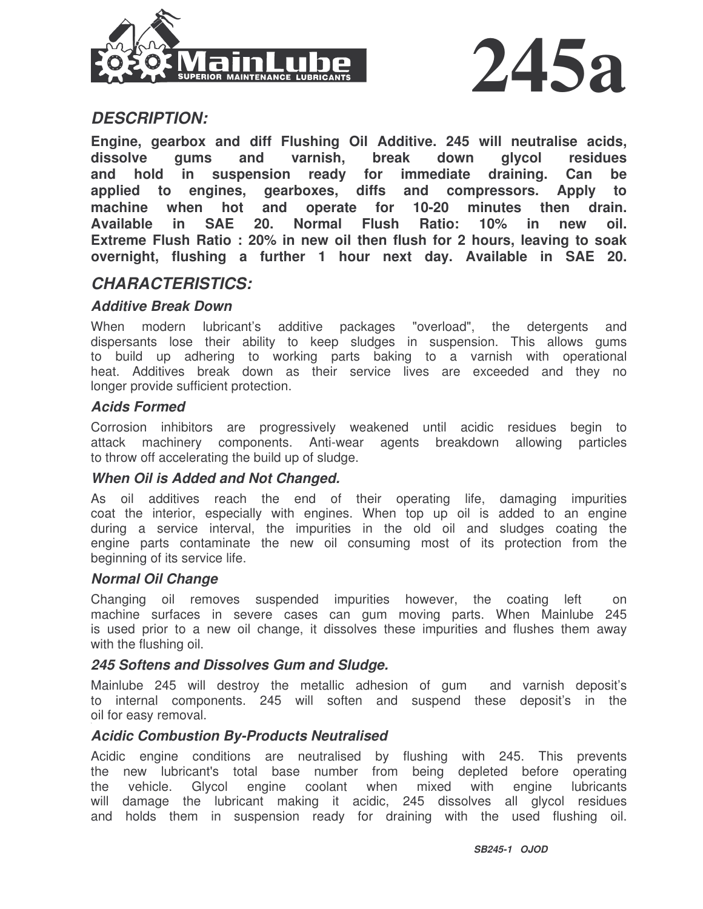MainLube
SUPERIOR MAINTENANCE LUBRICANTS

# 245a

## DESCRIPTION:

**Engine, gearbox and diff Flushing Oil Additive. 245 will neutralise acids, dissolve gums and varnish, break down glycol residues and hold in suspension ready for immediate draining. Can be applied to engines, gearboxes, diffs and compressors. Apply to machine when hot and operate for 10-20 minutes then drain. Available in SAE 20. Normal Flush Ratio: 10% in new oil. Extreme Flush Ratio : 20% in new oil then flush for 2 hours, leaving to soak overnight, flushing a further 1 hour next day. Available in SAE 20.**

## CHARACTERISTICS:

### Additive Break Down

When modern lubricant's additive packages "overload", the detergents and dispersants lose their ability to keep sludges in suspension. This allows gums to build up adhering to working parts baking to a varnish with operational heat. Additives break down as their service lives are exceeded and they no longer provide sufficient protection.

### Acids Formed

Corrosion inhibitors are progressively weakened until acidic residues begin to attack machinery components. Anti-wear agents breakdown allowing particles to throw off accelerating the build up of sludge.

### When Oil is Added and Not Changed.

As oil additives reach the end of their operating life, damaging impurities coat the interior, especially with engines. When top up oil is added to an engine during a service interval, the impurities in the old oil and sludges coating the engine parts contaminate the new oil consuming most of its protection from the beginning of its service life.

### Normal Oil Change

Changing oil removes suspended impurities however, the coating left on machine surfaces in severe cases can gum moving parts. When Mainlube 245 is used prior to a new oil change, it dissolves these impurities and flushes them away with the flushing oil.

### 245 Softens and Dissolves Gum and Sludge.

Mainlube 245 will destroy the metallic adhesion of gum and varnish deposit's to internal components. 245 will soften and suspend these deposit's in the oil for easy removal.

### Acidic Combustion By-Products Neutralised

Acidic engine conditions are neutralised by flushing with 245. This prevents the new lubricant's total base number from being depleted before operating the vehicle. Glycol engine coolant when mixed with engine lubricants will damage the lubricant making it acidic, 245 dissolves all glycol residues and holds them in suspension ready for draining with the used flushing oil.

*SB245-1 OJOD*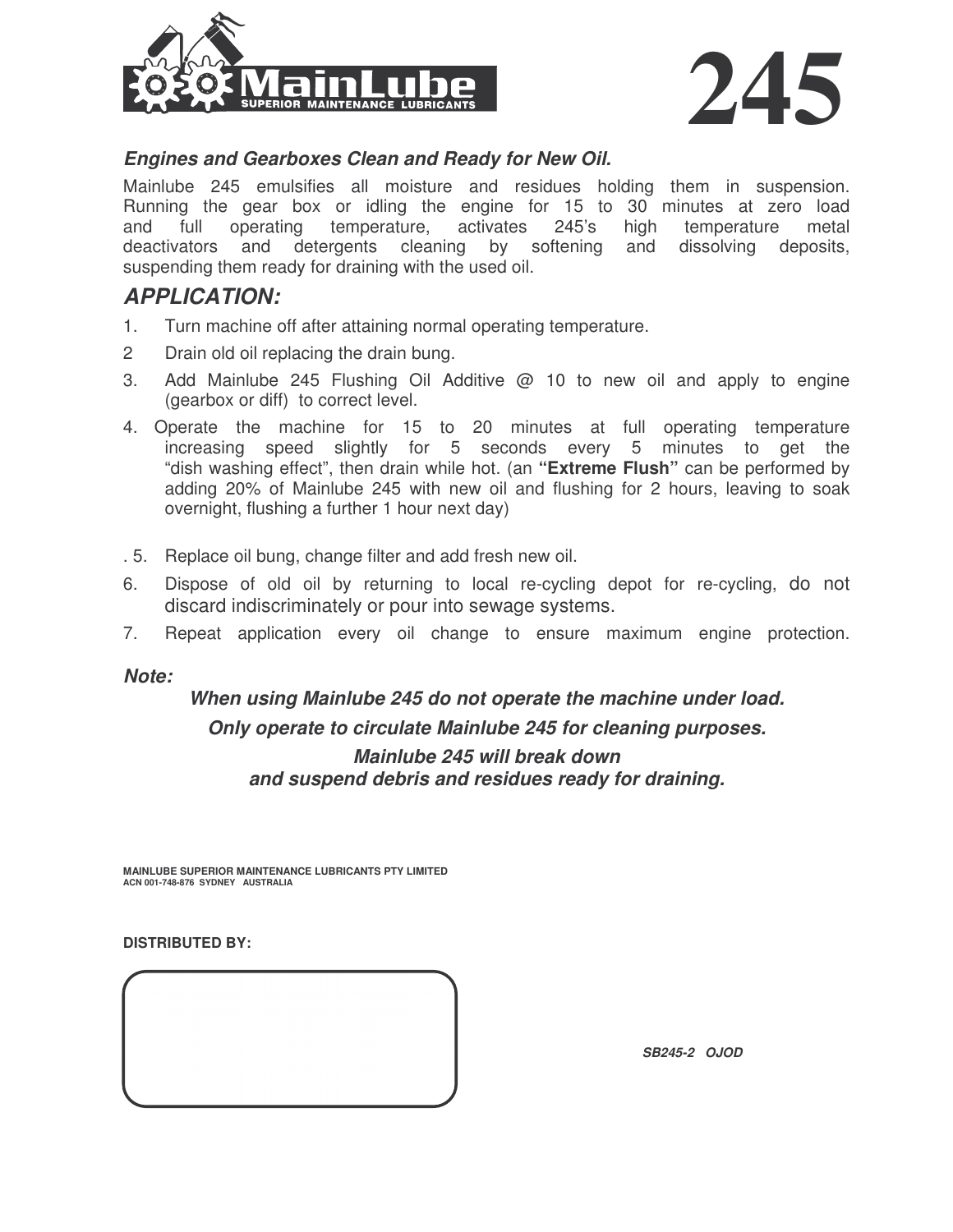# MainLube

SUPERIOR MAINTENANCE LUBRICANTS

# 245

***Engines and Gearboxes Clean and Ready for New Oil.***

Mainlube 245 emulsifies all moisture and residues holding them in suspension. Running the gear box or idling the engine for 15 to 30 minutes at zero load and full operating temperature, activates 245's high temperature metal deactivators and detergents cleaning by softening and dissolving deposits, suspending them ready for draining with the used oil.

## *APPLICATION:*

1. Turn machine off after attaining normal operating temperature.
2. Drain old oil replacing the drain bung.
3. Add Mainlube 245 Flushing Oil Additive @ 10 to new oil and apply to engine (gearbox or diff) to correct level.
4. Operate the machine for 15 to 20 minutes at full operating temperature increasing speed slightly for 5 seconds every 5 minutes to get the "dish washing effect", then drain while hot. (an **"Extreme Flush"** can be performed by adding 20% of Mainlube 245 with new oil and flushing for 2 hours, leaving to soak overnight, flushing a further 1 hour next day)
5. Replace oil bung, change filter and add fresh new oil.
6. Dispose of old oil by returning to local re-cycling depot for re-cycling, do not discard indiscriminately or pour into sewage systems.
7. Repeat application every oil change to ensure maximum engine protection.

***Note:***

***When using Mainlube 245 do not operate the machine under load.***

***Only operate to circulate Mainlube 245 for cleaning purposes.***

***Mainlube 245 will break down and suspend debris and residues ready for draining.***

**MAINLUBE SUPERIOR MAINTENANCE LUBRICANTS PTY LIMITED**
**ACN 001-748-876 SYDNEY AUSTRALIA**

**DISTRIBUTED BY:**

***SB245-2 OJOD***